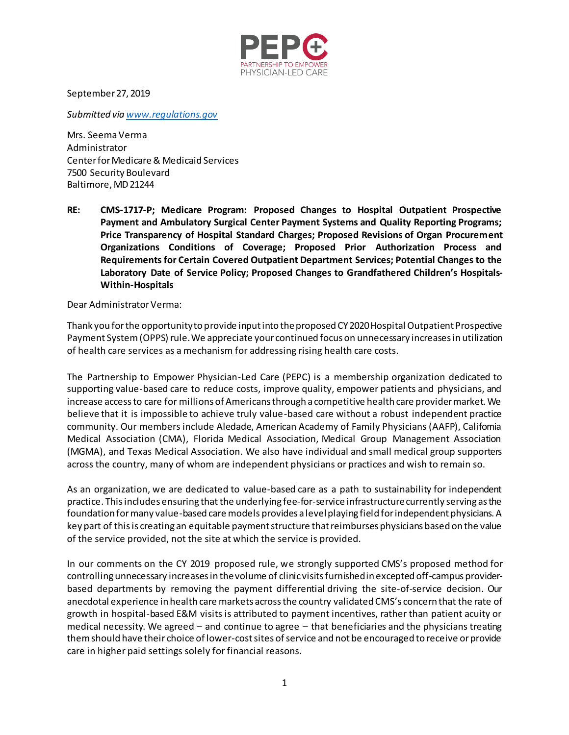PEPC+
PARTNERSHIP TO EMPOWER PHYSICIAN-LED CARE

September 27, 2019

*Submitted via [www.regulations.gov](www.regulations.gov)*

Mrs. Seema Verma
Administrator
Center for Medicare & Medicaid Services
7500 Security Boulevard
Baltimore, MD 21244

**RE: CMS-1717-P; Medicare Program: Proposed Changes to Hospital Outpatient Prospective Payment and Ambulatory Surgical Center Payment Systems and Quality Reporting Programs; Price Transparency of Hospital Standard Charges; Proposed Revisions of Organ Procurement Organizations Conditions of Coverage; Proposed Prior Authorization Process and Requirements for Certain Covered Outpatient Department Services; Potential Changes to the Laboratory Date of Service Policy; Proposed Changes to Grandfathered Children's Hospitals-Within-Hospitals**

Dear Administrator Verma:

Thank you for the opportunity to provide input into the proposed CY 2020 Hospital Outpatient Prospective Payment System (OPPS) rule. We appreciate your continued focus on unnecessary increases in utilization of health care services as a mechanism for addressing rising health care costs.

The Partnership to Empower Physician-Led Care (PEPC) is a membership organization dedicated to supporting value-based care to reduce costs, improve quality, empower patients and physicians, and increase access to care for millions of Americans through a competitive health care provider market. We believe that it is impossible to achieve truly value-based care without a robust independent practice community. Our members include Aledade, American Academy of Family Physicians (AAFP), California Medical Association (CMA), Florida Medical Association, Medical Group Management Association (MGMA), and Texas Medical Association. We also have individual and small medical group supporters across the country, many of whom are independent physicians or practices and wish to remain so.

As an organization, we are dedicated to value-based care as a path to sustainability for independent practice. This includes ensuring that the underlying fee-for-service infrastructure currently serving as the foundation for many value-based care models provides a level playing field for independent physicians. A key part of this is creating an equitable payment structure that reimburses physicians based on the value of the service provided, not the site at which the service is provided.

In our comments on the CY 2019 proposed rule, we strongly supported CMS's proposed method for controlling unnecessary increases in the volume of clinic visits furnished in excepted off-campus provider-based departments by removing the payment differential driving the site-of-service decision. Our anecdotal experience in health care markets across the country validated CMS's concern that the rate of growth in hospital-based E&M visits is attributed to payment incentives, rather than patient acuity or medical necessity. We agreed – and continue to agree – that beneficiaries and the physicians treating them should have their choice of lower-cost sites of service and not be encouraged to receive or provide care in higher paid settings solely for financial reasons.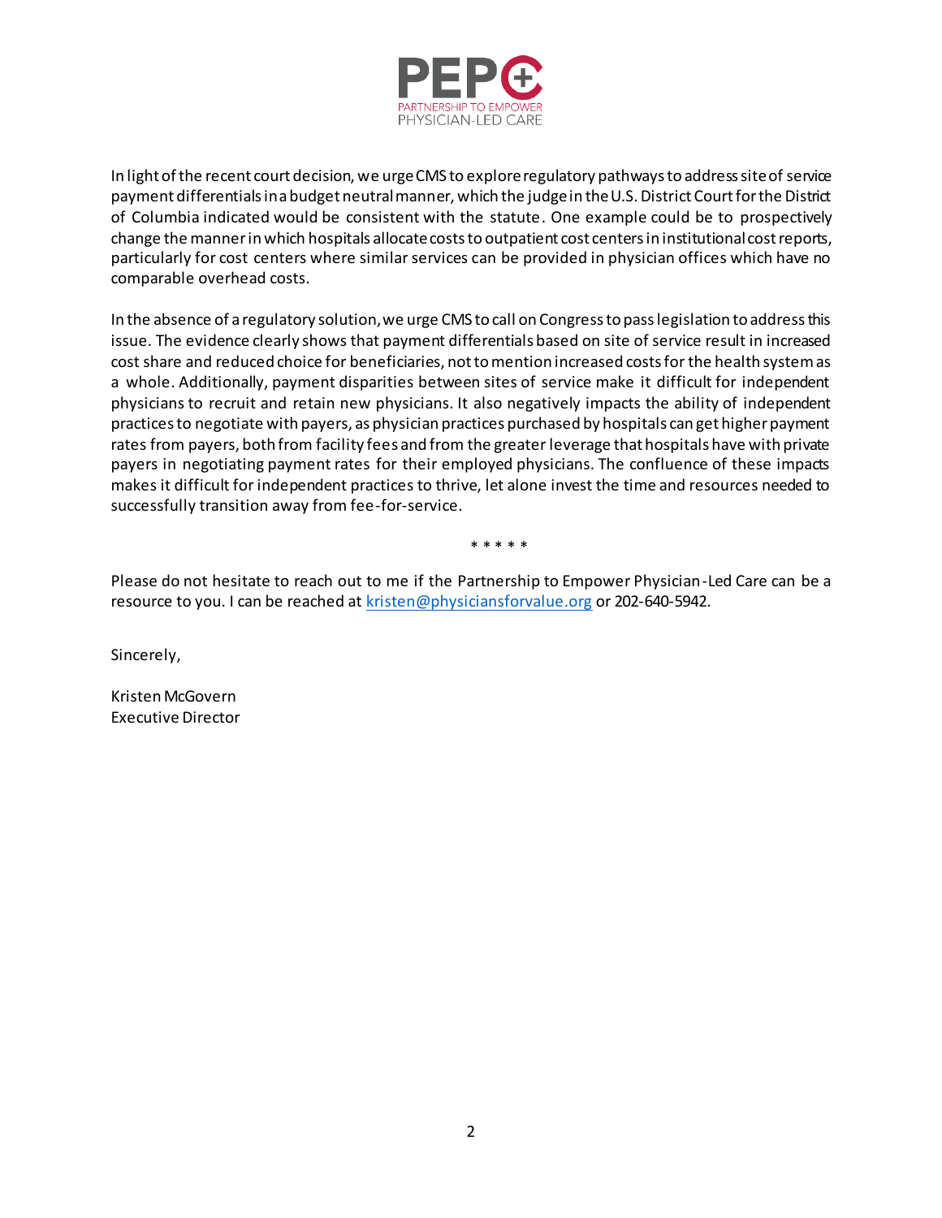In light of the recent court decision, we urge CMS to explore regulatory pathways to address site of service payment differentials in a budget neutral manner, which the judge in the U.S. District Court for the District of Columbia indicated would be consistent with the statute. One example could be to prospectively change the manner in which hospitals allocate costs to outpatient cost centers in institutional cost reports, particularly for cost centers where similar services can be provided in physician offices which have no comparable overhead costs.

In the absence of a regulatory solution, we urge CMS to call on Congress to pass legislation to address this issue. The evidence clearly shows that payment differentials based on site of service result in increased cost share and reduced choice for beneficiaries, not to mention increased costs for the health system as a whole. Additionally, payment disparities between sites of service make it difficult for independent physicians to recruit and retain new physicians. It also negatively impacts the ability of independent practices to negotiate with payers, as physician practices purchased by hospitals can get higher payment rates from payers, both from facility fees and from the greater leverage that hospitals have with private payers in negotiating payment rates for their employed physicians. The confluence of these impacts makes it difficult for independent practices to thrive, let alone invest the time and resources needed to successfully transition away from fee-for-service.

\* \* \* \* \*

Please do not hesitate to reach out to me if the Partnership to Empower Physician-Led Care can be a resource to you. I can be reached at kristen@physiciansforvalue.org or 202-640-5942.

Sincerely,

Kristen McGovern
Executive Director